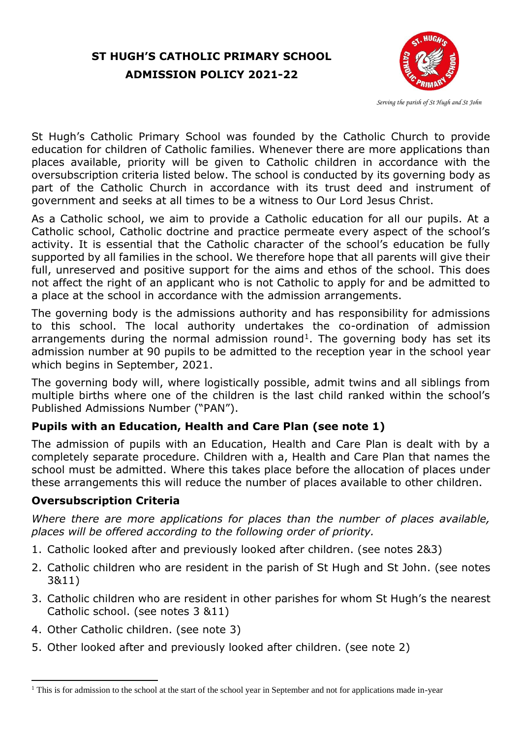# ST HUGH'S CATHOLIC PRIMARY SCHOOL
# ADMISSION POLICY 2021-22

*Serving the parish of St Hugh and St John*

St Hugh's Catholic Primary School was founded by the Catholic Church to provide education for children of Catholic families. Whenever there are more applications than places available, priority will be given to Catholic children in accordance with the oversubscription criteria listed below. The school is conducted by its governing body as part of the Catholic Church in accordance with its trust deed and instrument of government and seeks at all times to be a witness to Our Lord Jesus Christ.

As a Catholic school, we aim to provide a Catholic education for all our pupils. At a Catholic school, Catholic doctrine and practice permeate every aspect of the school's activity. It is essential that the Catholic character of the school's education be fully supported by all families in the school. We therefore hope that all parents will give their full, unreserved and positive support for the aims and ethos of the school. This does not affect the right of an applicant who is not Catholic to apply for and be admitted to a place at the school in accordance with the admission arrangements.

The governing body is the admissions authority and has responsibility for admissions to this school. The local authority undertakes the co-ordination of admission arrangements during the normal admission round[1]. The governing body has set its admission number at 90 pupils to be admitted to the reception year in the school year which begins in September, 2021.

The governing body will, where logistically possible, admit twins and all siblings from multiple births where one of the children is the last child ranked within the school's Published Admissions Number ("PAN").

## Pupils with an Education, Health and Care Plan (see note 1)

The admission of pupils with an Education, Health and Care Plan is dealt with by a completely separate procedure. Children with a, Health and Care Plan that names the school must be admitted. Where this takes place before the allocation of places under these arrangements this will reduce the number of places available to other children.

## Oversubscription Criteria

*Where there are more applications for places than the number of places available, places will be offered according to the following order of priority.*

1. Catholic looked after and previously looked after children. (see notes 2&3)
2. Catholic children who are resident in the parish of St Hugh and St John. (see notes 3&11)
3. Catholic children who are resident in other parishes for whom St Hugh's the nearest Catholic school. (see notes 3 &11)
4. Other Catholic children. (see note 3)
5. Other looked after and previously looked after children. (see note 2)

[1] This is for admission to the school at the start of the school year in September and not for applications made in-year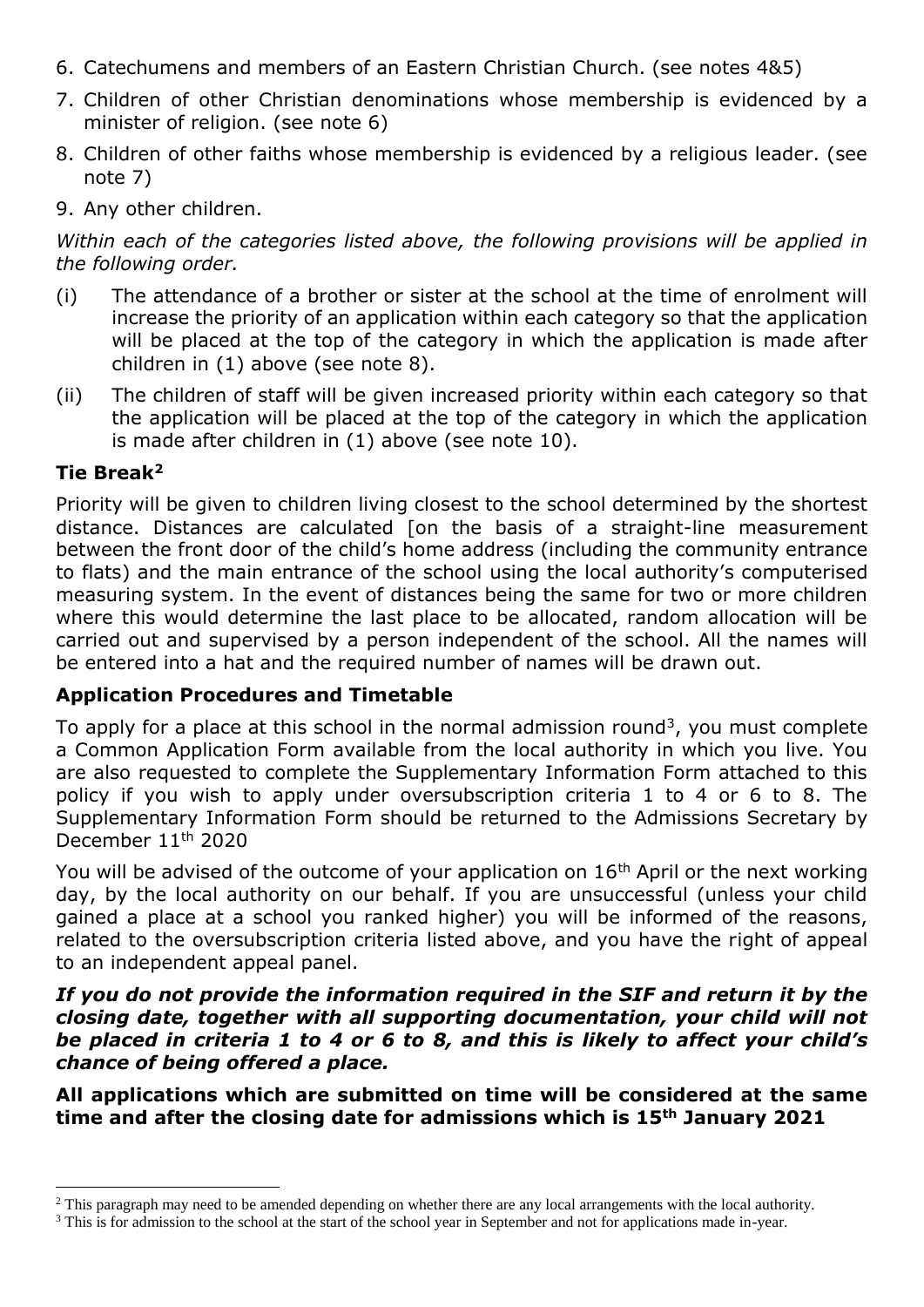6. Catechumens and members of an Eastern Christian Church. (see notes 4&5)
7. Children of other Christian denominations whose membership is evidenced by a minister of religion. (see note 6)
8. Children of other faiths whose membership is evidenced by a religious leader. (see note 7)
9. Any other children.

*Within each of the categories listed above, the following provisions will be applied in the following order.*

(i) The attendance of a brother or sister at the school at the time of enrolment will increase the priority of an application within each category so that the application will be placed at the top of the category in which the application is made after children in (1) above (see note 8).

(ii) The children of staff will be given increased priority within each category so that the application will be placed at the top of the category in which the application is made after children in (1) above (see note 10).

### Tie Break[2]

Priority will be given to children living closest to the school determined by the shortest distance. Distances are calculated [on the basis of a straight-line measurement between the front door of the child's home address (including the community entrance to flats) and the main entrance of the school using the local authority's computerised measuring system. In the event of distances being the same for two or more children where this would determine the last place to be allocated, random allocation will be carried out and supervised by a person independent of the school. All the names will be entered into a hat and the required number of names will be drawn out.

### Application Procedures and Timetable

To apply for a place at this school in the normal admission round[3], you must complete a Common Application Form available from the local authority in which you live. You are also requested to complete the Supplementary Information Form attached to this policy if you wish to apply under oversubscription criteria 1 to 4 or 6 to 8. The Supplementary Information Form should be returned to the Admissions Secretary by December 11th 2020

You will be advised of the outcome of your application on 16th April or the next working day, by the local authority on our behalf. If you are unsuccessful (unless your child gained a place at a school you ranked higher) you will be informed of the reasons, related to the oversubscription criteria listed above, and you have the right of appeal to an independent appeal panel.

***If you do not provide the information required in the SIF and return it by the closing date, together with all supporting documentation, your child will not be placed in criteria 1 to 4 or 6 to 8, and this is likely to affect your child's chance of being offered a place.***

**All applications which are submitted on time will be considered at the same time and after the closing date for admissions which is 15th January 2021**

[2] This paragraph may need to be amended depending on whether there are any local arrangements with the local authority.

[3] This is for admission to the school at the start of the school year in September and not for applications made in-year.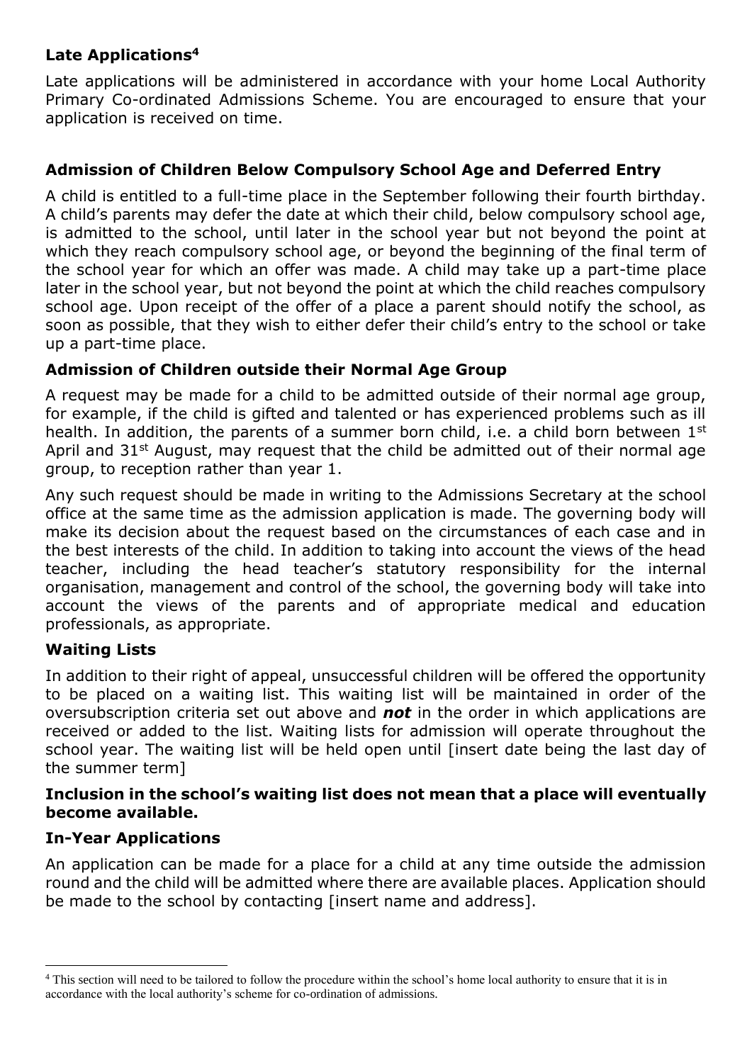### Late Applications[4]

Late applications will be administered in accordance with your home Local Authority Primary Co-ordinated Admissions Scheme. You are encouraged to ensure that your application is received on time.

### Admission of Children Below Compulsory School Age and Deferred Entry

A child is entitled to a full-time place in the September following their fourth birthday. A child's parents may defer the date at which their child, below compulsory school age, is admitted to the school, until later in the school year but not beyond the point at which they reach compulsory school age, or beyond the beginning of the final term of the school year for which an offer was made. A child may take up a part-time place later in the school year, but not beyond the point at which the child reaches compulsory school age. Upon receipt of the offer of a place a parent should notify the school, as soon as possible, that they wish to either defer their child's entry to the school or take up a part-time place.

### Admission of Children outside their Normal Age Group

A request may be made for a child to be admitted outside of their normal age group, for example, if the child is gifted and talented or has experienced problems such as ill health. In addition, the parents of a summer born child, i.e. a child born between 1st April and 31st August, may request that the child be admitted out of their normal age group, to reception rather than year 1.

Any such request should be made in writing to the Admissions Secretary at the school office at the same time as the admission application is made. The governing body will make its decision about the request based on the circumstances of each case and in the best interests of the child. In addition to taking into account the views of the head teacher, including the head teacher's statutory responsibility for the internal organisation, management and control of the school, the governing body will take into account the views of the parents and of appropriate medical and education professionals, as appropriate.

### Waiting Lists

In addition to their right of appeal, unsuccessful children will be offered the opportunity to be placed on a waiting list. This waiting list will be maintained in order of the oversubscription criteria set out above and ***not*** in the order in which applications are received or added to the list. Waiting lists for admission will operate throughout the school year. The waiting list will be held open until [insert date being the last day of the summer term]

**Inclusion in the school's waiting list does not mean that a place will eventually become available.**

### In-Year Applications

An application can be made for a place for a child at any time outside the admission round and the child will be admitted where there are available places. Application should be made to the school by contacting [insert name and address].

---

[4] This section will need to be tailored to follow the procedure within the school's home local authority to ensure that it is in accordance with the local authority's scheme for co-ordination of admissions.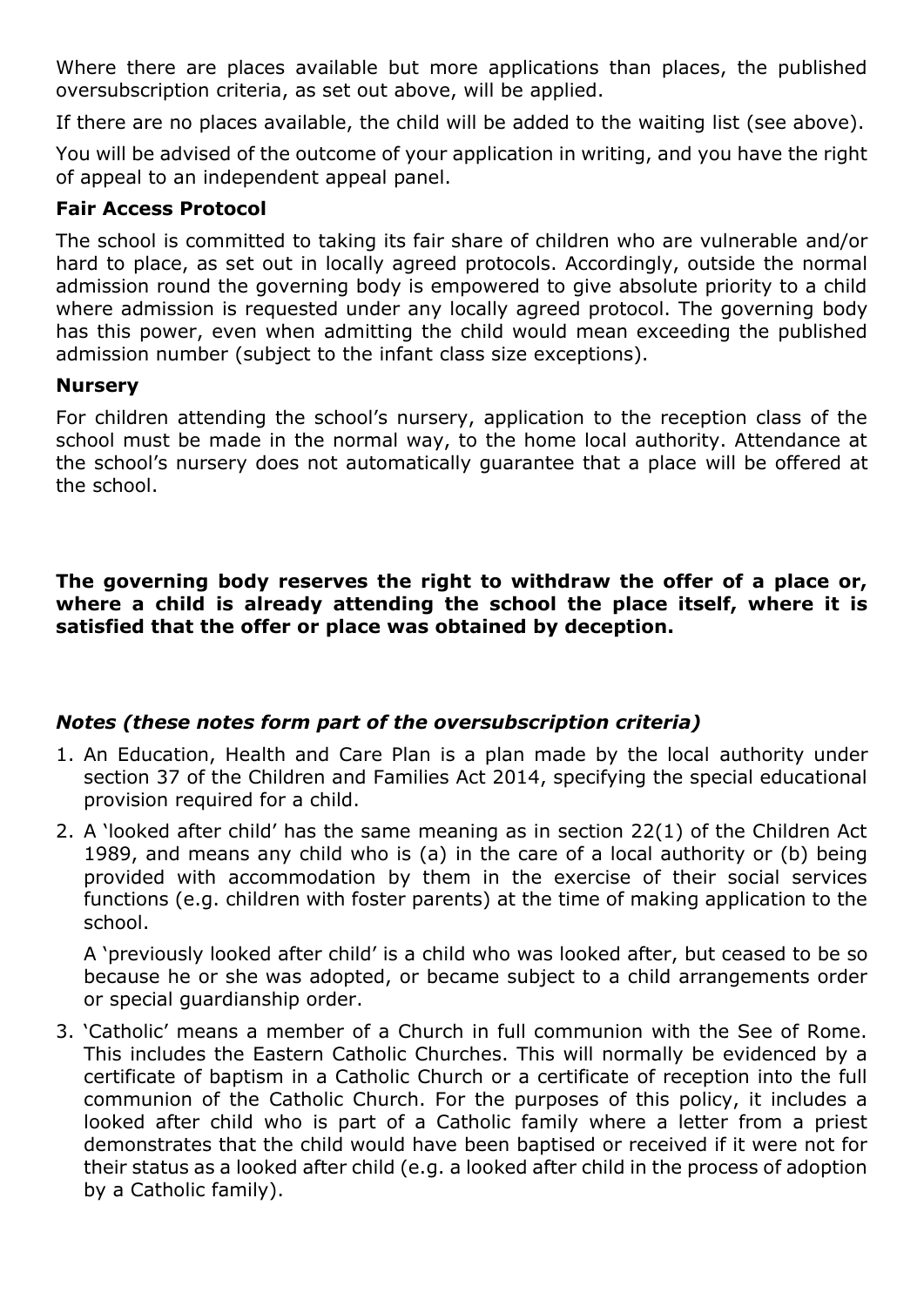Where there are places available but more applications than places, the published oversubscription criteria, as set out above, will be applied.

If there are no places available, the child will be added to the waiting list (see above).

You will be advised of the outcome of your application in writing, and you have the right of appeal to an independent appeal panel.

**Fair Access Protocol**

The school is committed to taking its fair share of children who are vulnerable and/or hard to place, as set out in locally agreed protocols. Accordingly, outside the normal admission round the governing body is empowered to give absolute priority to a child where admission is requested under any locally agreed protocol. The governing body has this power, even when admitting the child would mean exceeding the published admission number (subject to the infant class size exceptions).

**Nursery**

For children attending the school's nursery, application to the reception class of the school must be made in the normal way, to the home local authority. Attendance at the school's nursery does not automatically guarantee that a place will be offered at the school.

**The governing body reserves the right to withdraw the offer of a place or, where a child is already attending the school the place itself, where it is satisfied that the offer or place was obtained by deception.**

***Notes (these notes form part of the oversubscription criteria)***

1. An Education, Health and Care Plan is a plan made by the local authority under section 37 of the Children and Families Act 2014, specifying the special educational provision required for a child.
2. A 'looked after child' has the same meaning as in section 22(1) of the Children Act 1989, and means any child who is (a) in the care of a local authority or (b) being provided with accommodation by them in the exercise of their social services functions (e.g. children with foster parents) at the time of making application to the school.

   A 'previously looked after child' is a child who was looked after, but ceased to be so because he or she was adopted, or became subject to a child arrangements order or special guardianship order.
3. 'Catholic' means a member of a Church in full communion with the See of Rome. This includes the Eastern Catholic Churches. This will normally be evidenced by a certificate of baptism in a Catholic Church or a certificate of reception into the full communion of the Catholic Church. For the purposes of this policy, it includes a looked after child who is part of a Catholic family where a letter from a priest demonstrates that the child would have been baptised or received if it were not for their status as a looked after child (e.g. a looked after child in the process of adoption by a Catholic family).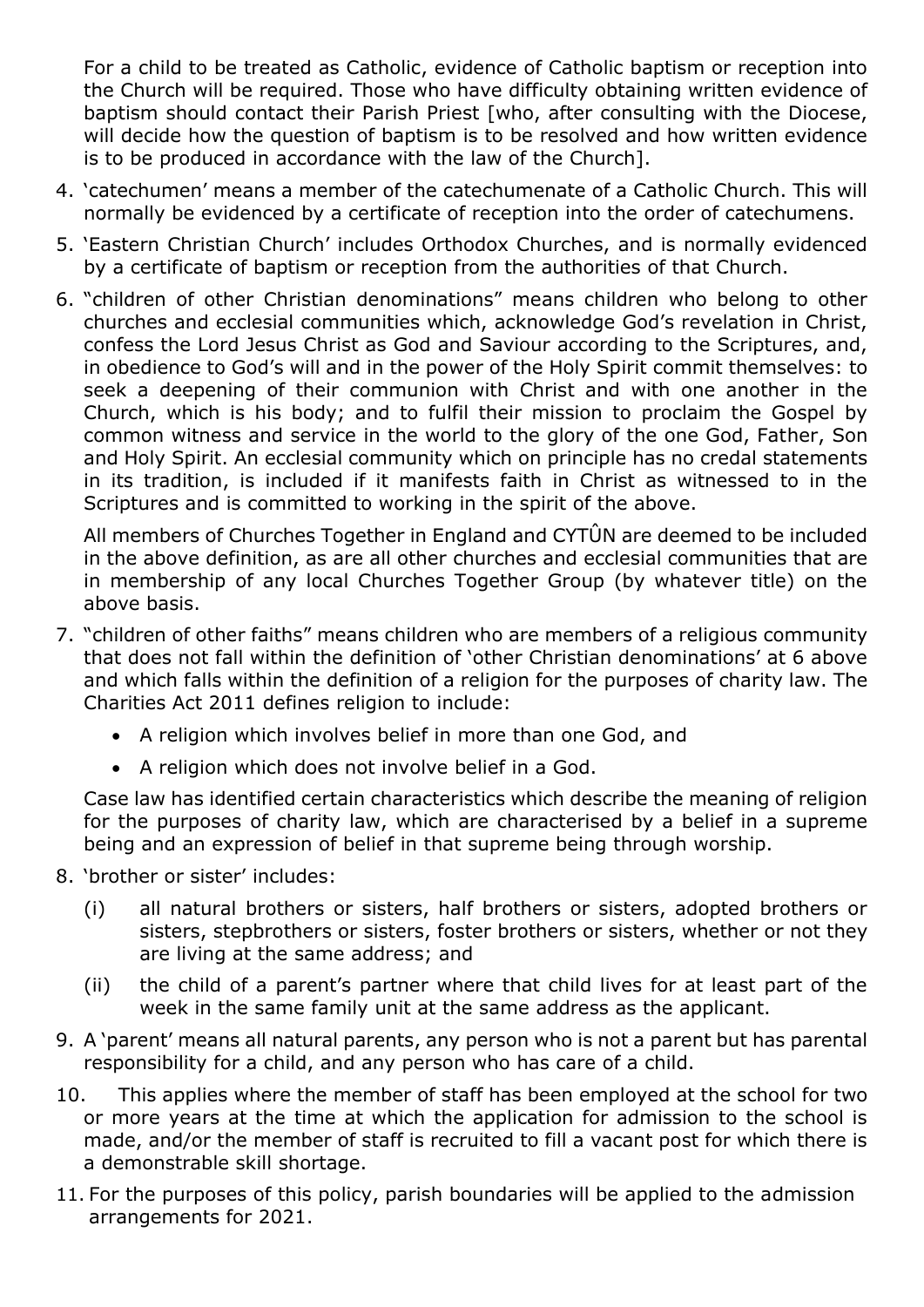For a child to be treated as Catholic, evidence of Catholic baptism or reception into the Church will be required. Those who have difficulty obtaining written evidence of baptism should contact their Parish Priest [who, after consulting with the Diocese, will decide how the question of baptism is to be resolved and how written evidence is to be produced in accordance with the law of the Church].

4. 'catechumen' means a member of the catechumenate of a Catholic Church. This will normally be evidenced by a certificate of reception into the order of catechumens.
5. 'Eastern Christian Church' includes Orthodox Churches, and is normally evidenced by a certificate of baptism or reception from the authorities of that Church.
6. "children of other Christian denominations" means children who belong to other churches and ecclesial communities which, acknowledge God's revelation in Christ, confess the Lord Jesus Christ as God and Saviour according to the Scriptures, and, in obedience to God's will and in the power of the Holy Spirit commit themselves: to seek a deepening of their communion with Christ and with one another in the Church, which is his body; and to fulfil their mission to proclaim the Gospel by common witness and service in the world to the glory of the one God, Father, Son and Holy Spirit. An ecclesial community which on principle has no credal statements in its tradition, is included if it manifests faith in Christ as witnessed to in the Scriptures and is committed to working in the spirit of the above.

   All members of Churches Together in England and CYTÛN are deemed to be included in the above definition, as are all other churches and ecclesial communities that are in membership of any local Churches Together Group (by whatever title) on the above basis.
7. "children of other faiths" means children who are members of a religious community that does not fall within the definition of 'other Christian denominations' at 6 above and which falls within the definition of a religion for the purposes of charity law. The Charities Act 2011 defines religion to include:
   - A religion which involves belief in more than one God, and
   - A religion which does not involve belief in a God.

   Case law has identified certain characteristics which describe the meaning of religion for the purposes of charity law, which are characterised by a belief in a supreme being and an expression of belief in that supreme being through worship.
8. 'brother or sister' includes:
   (i) all natural brothers or sisters, half brothers or sisters, adopted brothers or sisters, stepbrothers or sisters, foster brothers or sisters, whether or not they are living at the same address; and
   (ii) the child of a parent's partner where that child lives for at least part of the week in the same family unit at the same address as the applicant.
9. A 'parent' means all natural parents, any person who is not a parent but has parental responsibility for a child, and any person who has care of a child.
10. This applies where the member of staff has been employed at the school for two or more years at the time at which the application for admission to the school is made, and/or the member of staff is recruited to fill a vacant post for which there is a demonstrable skill shortage.
11. For the purposes of this policy, parish boundaries will be applied to the admission arrangements for 2021.